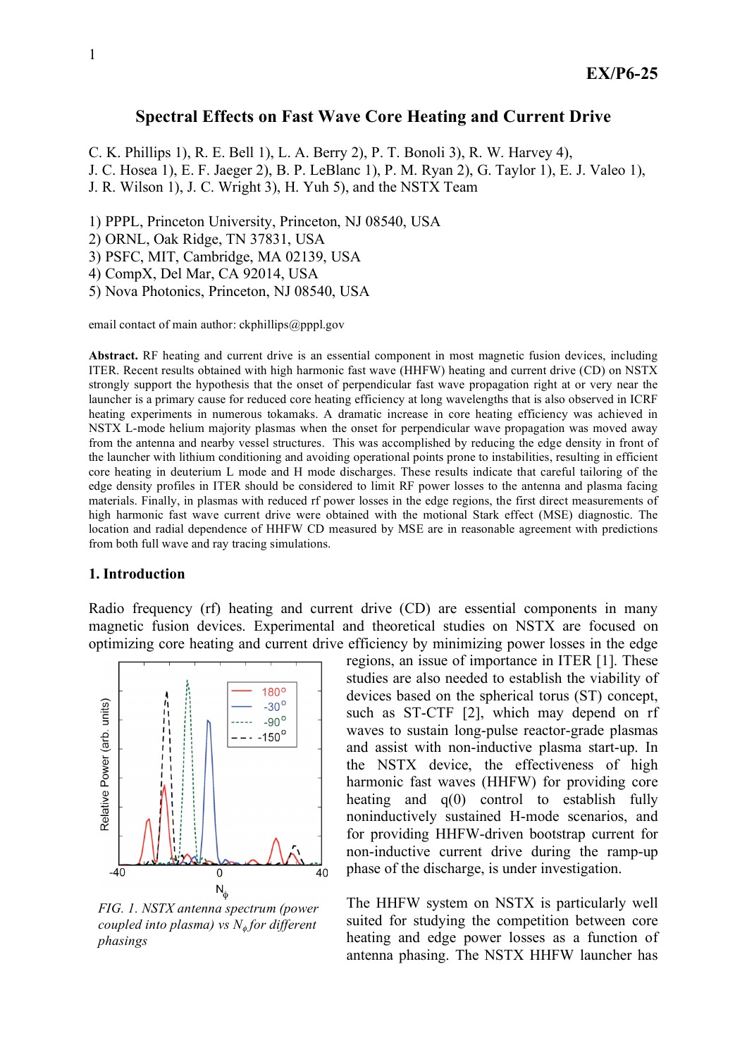EX/P6-25

# Spectral Effects on Fast Wave Core Heating and Current Drive

C. K. Phillips 1), R. E. Bell 1), L. A. Berry 2), P. T. Bonoli 3), R. W. Harvey 4), J. C. Hosea 1), E. F. Jaeger 2), B. P. LeBlanc 1), P. M. Ryan 2), G. Taylor 1), E. J. Valeo 1), J. R. Wilson 1), J. C. Wright 3), H. Yuh 5), and the NSTX Team

1) PPPL, Princeton University, Princeton, NJ 08540, USA
2) ORNL, Oak Ridge, TN 37831, USA
3) PSFC, MIT, Cambridge, MA 02139, USA
4) CompX, Del Mar, CA 92014, USA
5) Nova Photonics, Princeton, NJ 08540, USA

email contact of main author: ckphillips@pppl.gov

**Abstract.** RF heating and current drive is an essential component in most magnetic fusion devices, including ITER. Recent results obtained with high harmonic fast wave (HHFW) heating and current drive (CD) on NSTX strongly support the hypothesis that the onset of perpendicular fast wave propagation right at or very near the launcher is a primary cause for reduced core heating efficiency at long wavelengths that is also observed in ICRF heating experiments in numerous tokamaks. A dramatic increase in core heating efficiency was achieved in NSTX L-mode helium majority plasmas when the onset for perpendicular wave propagation was moved away from the antenna and nearby vessel structures. This was accomplished by reducing the edge density in front of the launcher with lithium conditioning and avoiding operational points prone to instabilities, resulting in efficient core heating in deuterium L mode and H mode discharges. These results indicate that careful tailoring of the edge density profiles in ITER should be considered to limit RF power losses to the antenna and plasma facing materials. Finally, in plasmas with reduced rf power losses in the edge regions, the first direct measurements of high harmonic fast wave current drive were obtained with the motional Stark effect (MSE) diagnostic. The location and radial dependence of HHFW CD measured by MSE are in reasonable agreement with predictions from both full wave and ray tracing simulations.

## 1. Introduction

Radio frequency (rf) heating and current drive (CD) are essential components in many magnetic fusion devices. Experimental and theoretical studies on NSTX are focused on optimizing core heating and current drive efficiency by minimizing power losses in the edge regions, an issue of importance in ITER [1]. These studies are also needed to establish the viability of devices based on the spherical torus (ST) concept, such as ST-CTF [2], which may depend on rf waves to sustain long-pulse reactor-grade plasmas and assist with non-inductive plasma start-up. In the NSTX device, the effectiveness of high harmonic fast waves (HHFW) for providing core heating and q(0) control to establish fully noninductively sustained H-mode scenarios, and for providing HHFW-driven bootstrap current for non-inductive current drive during the ramp-up phase of the discharge, is under investigation.

*FIG. 1. NSTX antenna spectrum (power coupled into plasma) vs $N_\phi$ for different phasings*

The HHFW system on NSTX is particularly well suited for studying the competition between core heating and edge power losses as a function of antenna phasing. The NSTX HHFW launcher has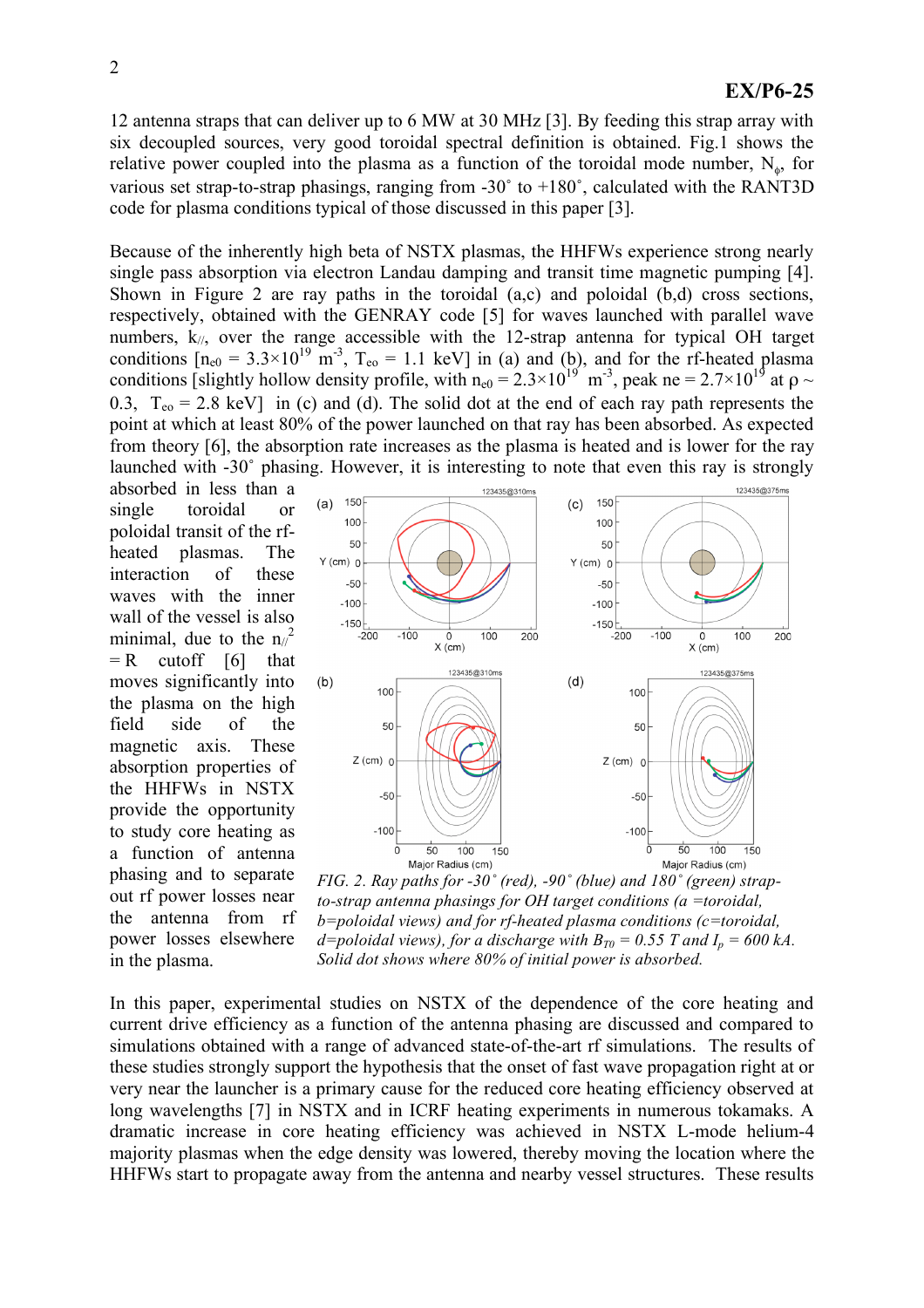12 antenna straps that can deliver up to 6 MW at 30 MHz [3]. By feeding this strap array with six decoupled sources, very good toroidal spectral definition is obtained. Fig.1 shows the relative power coupled into the plasma as a function of the toroidal mode number, $N_\phi$, for various set strap-to-strap phasings, ranging from -30˚ to +180˚, calculated with the RANT3D code for plasma conditions typical of those discussed in this paper [3].

Because of the inherently high beta of NSTX plasmas, the HHFWs experience strong nearly single pass absorption via electron Landau damping and transit time magnetic pumping [4]. Shown in Figure 2 are ray paths in the toroidal (a,c) and poloidal (b,d) cross sections, respectively, obtained with the GENRAY code [5] for waves launched with parallel wave numbers, $k_{//}$, over the range accessible with the 12-strap antenna for typical OH target conditions [$n_{e0} = 3.3\times10^{19}$ m$^{-3}$, $T_{eo} = 1.1$ keV] in (a) and (b), and for the rf-heated plasma conditions [slightly hollow density profile, with $n_{e0} = 2.3\times10^{19}$ m$^{-3}$, peak ne = $2.7\times10^{19}$ at $\rho \sim 0.3$, $T_{eo} = 2.8$ keV] in (c) and (d). The solid dot at the end of each ray path represents the point at which at least 80% of the power launched on that ray has been absorbed. As expected from theory [6], the absorption rate increases as the plasma is heated and is lower for the ray launched with -30˚ phasing. However, it is interesting to note that even this ray is strongly absorbed in less than a single toroidal or poloidal transit of the rf-heated plasmas. The interaction of these waves with the inner wall of the vessel is also minimal, due to the $n_{//}^2 = R$ cutoff [6] that moves significantly into the plasma on the high field side of the magnetic axis. These absorption properties of the HHFWs in NSTX provide the opportunity to study core heating as a function of antenna phasing and to separate out rf power losses near the antenna from rf power losses elsewhere in the plasma.

*FIG. 2. Ray paths for -30˚ (red), -90˚ (blue) and 180˚ (green) strap-to-strap antenna phasings for OH target conditions (a =toroidal, b=poloidal views) and for rf-heated plasma conditions (c=toroidal, d=poloidal views), for a discharge with $B_{T0}$ = 0.55 T and $I_p$ = 600 kA. Solid dot shows where 80% of initial power is absorbed.*

In this paper, experimental studies on NSTX of the dependence of the core heating and current drive efficiency as a function of the antenna phasing are discussed and compared to simulations obtained with a range of advanced state-of-the-art rf simulations. The results of these studies strongly support the hypothesis that the onset of fast wave propagation right at or very near the launcher is a primary cause for the reduced core heating efficiency observed at long wavelengths [7] in NSTX and in ICRF heating experiments in numerous tokamaks. A dramatic increase in core heating efficiency was achieved in NSTX L-mode helium-4 majority plasmas when the edge density was lowered, thereby moving the location where the HHFWs start to propagate away from the antenna and nearby vessel structures. These results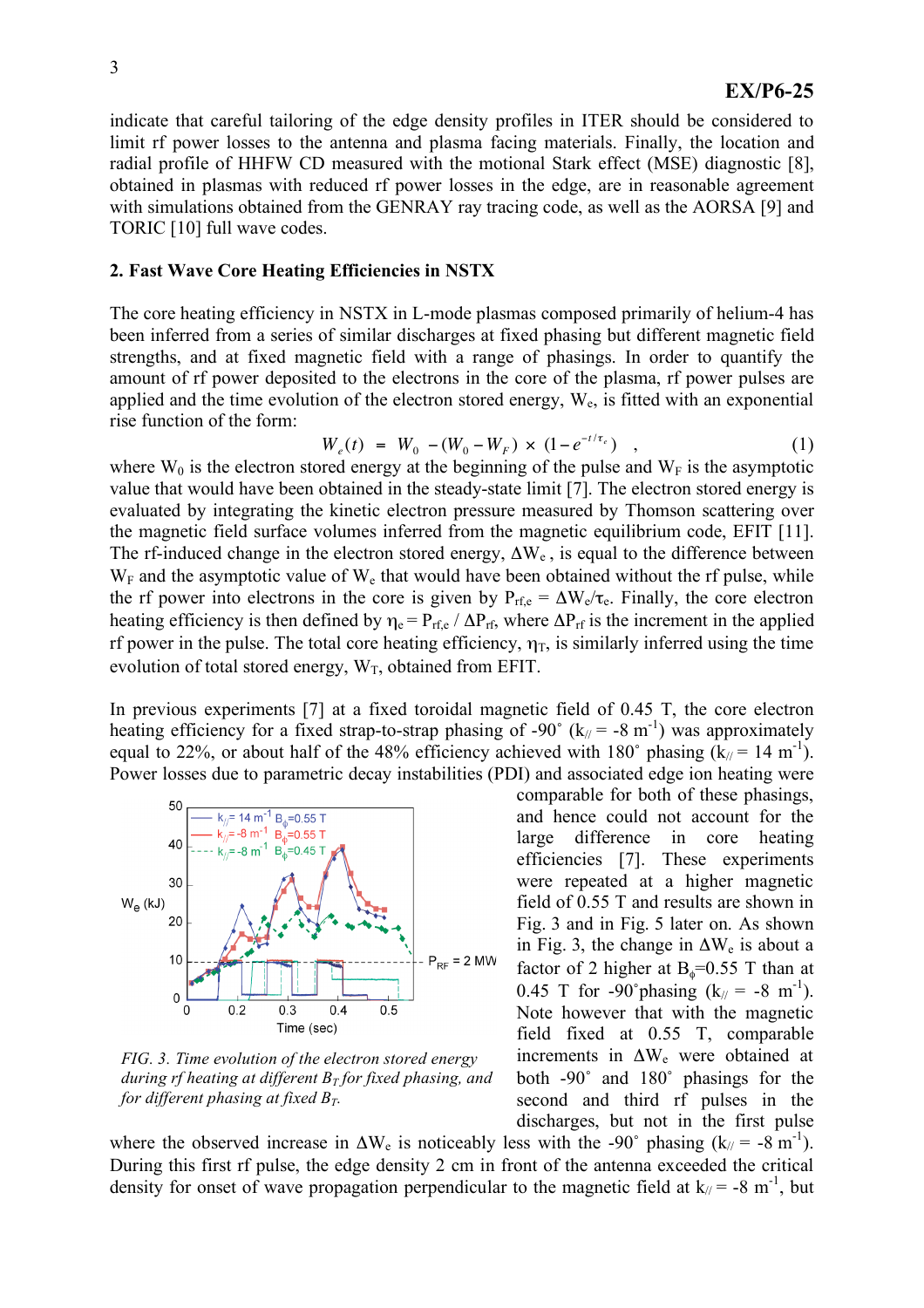indicate that careful tailoring of the edge density profiles in ITER should be considered to limit rf power losses to the antenna and plasma facing materials. Finally, the location and radial profile of HHFW CD measured with the motional Stark effect (MSE) diagnostic [8], obtained in plasmas with reduced rf power losses in the edge, are in reasonable agreement with simulations obtained from the GENRAY ray tracing code, as well as the AORSA [9] and TORIC [10] full wave codes.

## 2. Fast Wave Core Heating Efficiencies in NSTX

The core heating efficiency in NSTX in L-mode plasmas composed primarily of helium-4 has been inferred from a series of similar discharges at fixed phasing but different magnetic field strengths, and at fixed magnetic field with a range of phasings. In order to quantify the amount of rf power deposited to the electrons in the core of the plasma, rf power pulses are applied and the time evolution of the electron stored energy, $W_e$, is fitted with an exponential rise function of the form:

$$W_e(t) = W_0 - (W_0 - W_F) \times (1 - e^{-t/\tau_e}) \quad , \tag{1}$$

where $W_0$ is the electron stored energy at the beginning of the pulse and $W_F$ is the asymptotic value that would have been obtained in the steady-state limit [7]. The electron stored energy is evaluated by integrating the kinetic electron pressure measured by Thomson scattering over the magnetic field surface volumes inferred from the magnetic equilibrium code, EFIT [11]. The rf-induced change in the electron stored energy, $\Delta W_e$, is equal to the difference between $W_F$ and the asymptotic value of $W_e$ that would have been obtained without the rf pulse, while the rf power into electrons in the core is given by $P_{rf,e} = \Delta W_e/\tau_e$. Finally, the core electron heating efficiency is then defined by $\eta_e = P_{rf,e} / \Delta P_{rf}$, where $\Delta P_{rf}$ is the increment in the applied rf power in the pulse. The total core heating efficiency, $\eta_T$, is similarly inferred using the time evolution of total stored energy, $W_T$, obtained from EFIT.

In previous experiments [7] at a fixed toroidal magnetic field of 0.45 T, the core electron heating efficiency for a fixed strap-to-strap phasing of -90˚ ($k_{//} = -8\ m^{-1}$) was approximately equal to 22%, or about half of the 48% efficiency achieved with 180˚ phasing ($k_{//} = 14\ m^{-1}$). Power losses due to parametric decay instabilities (PDI) and associated edge ion heating were comparable for both of these phasings, and hence could not account for the large difference in core heating efficiencies [7]. These experiments were repeated at a higher magnetic field of 0.55 T and results are shown in Fig. 3 and in Fig. 5 later on. As shown in Fig. 3, the change in $\Delta W_e$ is about a factor of 2 higher at $B_\phi$=0.55 T than at 0.45 T for -90˚phasing ($k_{//} = -8\ m^{-1}$). Note however that with the magnetic field fixed at 0.55 T, comparable increments in $\Delta W_e$ were obtained at both -90˚ and 180˚ phasings for the second and third rf pulses in the discharges, but not in the first pulse where the observed increase in $\Delta W_e$ is noticeably less with the -90˚ phasing ($k_{//} = -8\ m^{-1}$). During this first rf pulse, the edge density 2 cm in front of the antenna exceeded the critical density for onset of wave propagation perpendicular to the magnetic field at $k_{//} = -8\ m^{-1}$, but

*FIG. 3. Time evolution of the electron stored energy during rf heating at different $B_T$ for fixed phasing, and for different phasing at fixed $B_T$.*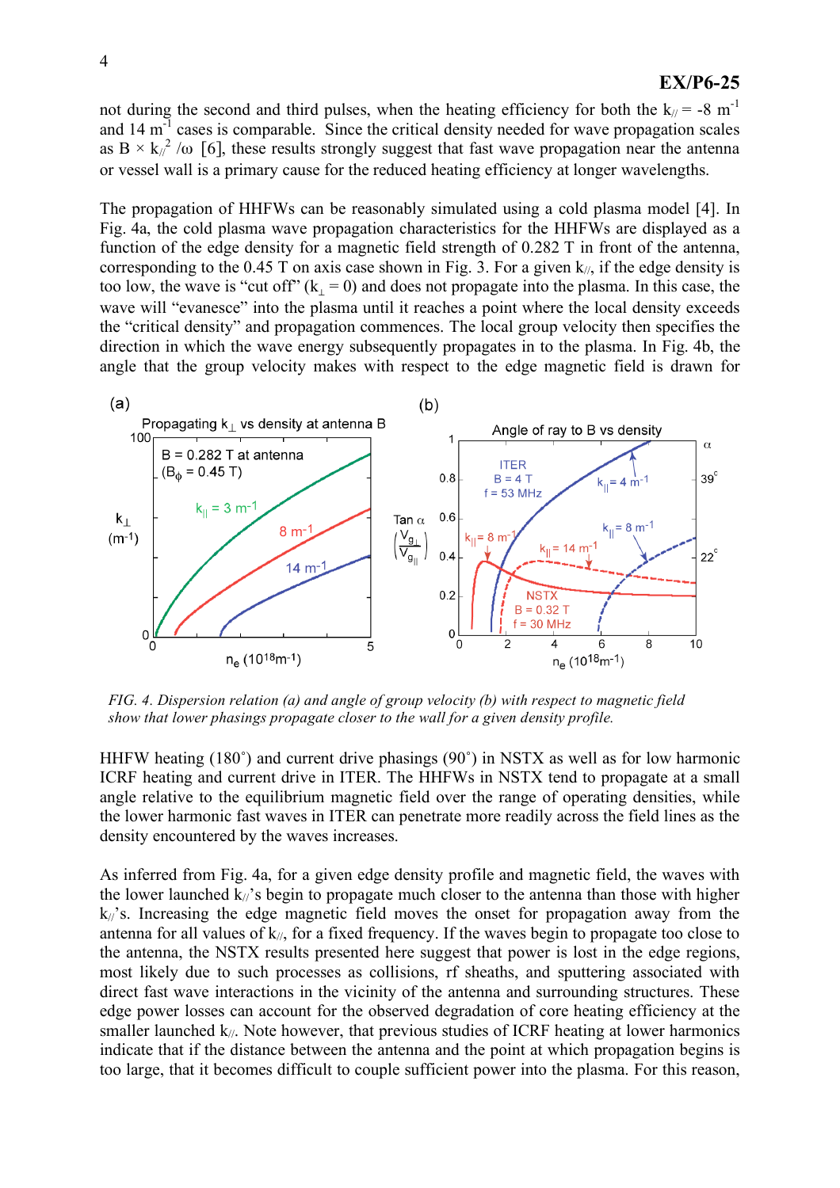not during the second and third pulses, when the heating efficiency for both the $k_{//} = -8\ m^{-1}$ and $14\ m^{-1}$ cases is comparable. Since the critical density needed for wave propagation scales as $B \times k_{//}^2/\omega$ [6], these results strongly suggest that fast wave propagation near the antenna or vessel wall is a primary cause for the reduced heating efficiency at longer wavelengths.

The propagation of HHFWs can be reasonably simulated using a cold plasma model [4]. In Fig. 4a, the cold plasma wave propagation characteristics for the HHFWs are displayed as a function of the edge density for a magnetic field strength of 0.282 T in front of the antenna, corresponding to the 0.45 T on axis case shown in Fig. 3. For a given $k_{//}$, if the edge density is too low, the wave is "cut off" ($k_\perp = 0$) and does not propagate into the plasma. In this case, the wave will "evanesce" into the plasma until it reaches a point where the local density exceeds the "critical density" and propagation commences. The local group velocity then specifies the direction in which the wave energy subsequently propagates in to the plasma. In Fig. 4b, the angle that the group velocity makes with respect to the edge magnetic field is drawn for

*FIG. 4. Dispersion relation (a) and angle of group velocity (b) with respect to magnetic field show that lower phasings propagate closer to the wall for a given density profile.*

HHFW heating (180˚) and current drive phasings (90˚) in NSTX as well as for low harmonic ICRF heating and current drive in ITER. The HHFWs in NSTX tend to propagate at a small angle relative to the equilibrium magnetic field over the range of operating densities, while the lower harmonic fast waves in ITER can penetrate more readily across the field lines as the density encountered by the waves increases.

As inferred from Fig. 4a, for a given edge density profile and magnetic field, the waves with the lower launched $k_{//}$'s begin to propagate much closer to the antenna than those with higher $k_{//}$'s. Increasing the edge magnetic field moves the onset for propagation away from the antenna for all values of $k_{//}$, for a fixed frequency. If the waves begin to propagate too close to the antenna, the NSTX results presented here suggest that power is lost in the edge regions, most likely due to such processes as collisions, rf sheaths, and sputtering associated with direct fast wave interactions in the vicinity of the antenna and surrounding structures. These edge power losses can account for the observed degradation of core heating efficiency at the smaller launched $k_{//}$. Note however, that previous studies of ICRF heating at lower harmonics indicate that if the distance between the antenna and the point at which propagation begins is too large, that it becomes difficult to couple sufficient power into the plasma. For this reason,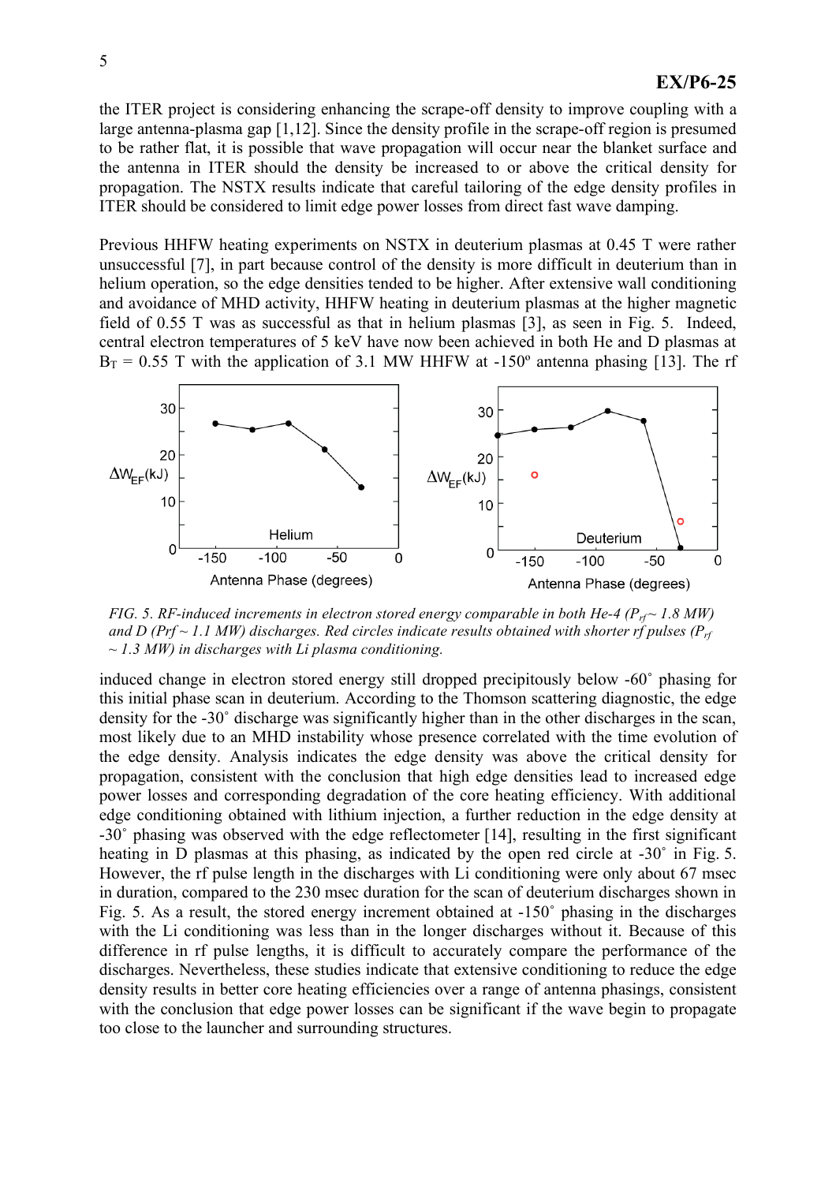the ITER project is considering enhancing the scrape-off density to improve coupling with a large antenna-plasma gap [1,12]. Since the density profile in the scrape-off region is presumed to be rather flat, it is possible that wave propagation will occur near the blanket surface and the antenna in ITER should the density be increased to or above the critical density for propagation. The NSTX results indicate that careful tailoring of the edge density profiles in ITER should be considered to limit edge power losses from direct fast wave damping.

Previous HHFW heating experiments on NSTX in deuterium plasmas at 0.45 T were rather unsuccessful [7], in part because control of the density is more difficult in deuterium than in helium operation, so the edge densities tended to be higher. After extensive wall conditioning and avoidance of MHD activity, HHFW heating in deuterium plasmas at the higher magnetic field of 0.55 T was as successful as that in helium plasmas [3], as seen in Fig. 5. Indeed, central electron temperatures of 5 keV have now been achieved in both He and D plasmas at $B_T$ = 0.55 T with the application of 3.1 MW HHFW at -150º antenna phasing [13]. The rf

*FIG. 5. RF-induced increments in electron stored energy comparable in both He-4 ($P_{rf}$ ~ 1.8 MW) and D (Prf ~ 1.1 MW) discharges. Red circles indicate results obtained with shorter rf pulses ($P_{rf}$ ~ 1.3 MW) in discharges with Li plasma conditioning.*

induced change in electron stored energy still dropped precipitously below -60˚ phasing for this initial phase scan in deuterium. According to the Thomson scattering diagnostic, the edge density for the -30˚ discharge was significantly higher than in the other discharges in the scan, most likely due to an MHD instability whose presence correlated with the time evolution of the edge density. Analysis indicates the edge density was above the critical density for propagation, consistent with the conclusion that high edge densities lead to increased edge power losses and corresponding degradation of the core heating efficiency. With additional edge conditioning obtained with lithium injection, a further reduction in the edge density at -30˚ phasing was observed with the edge reflectometer [14], resulting in the first significant heating in D plasmas at this phasing, as indicated by the open red circle at -30˚ in Fig. 5. However, the rf pulse length in the discharges with Li conditioning were only about 67 msec in duration, compared to the 230 msec duration for the scan of deuterium discharges shown in Fig. 5. As a result, the stored energy increment obtained at -150˚ phasing in the discharges with the Li conditioning was less than in the longer discharges without it. Because of this difference in rf pulse lengths, it is difficult to accurately compare the performance of the discharges. Nevertheless, these studies indicate that extensive conditioning to reduce the edge density results in better core heating efficiencies over a range of antenna phasings, consistent with the conclusion that edge power losses can be significant if the wave begin to propagate too close to the launcher and surrounding structures.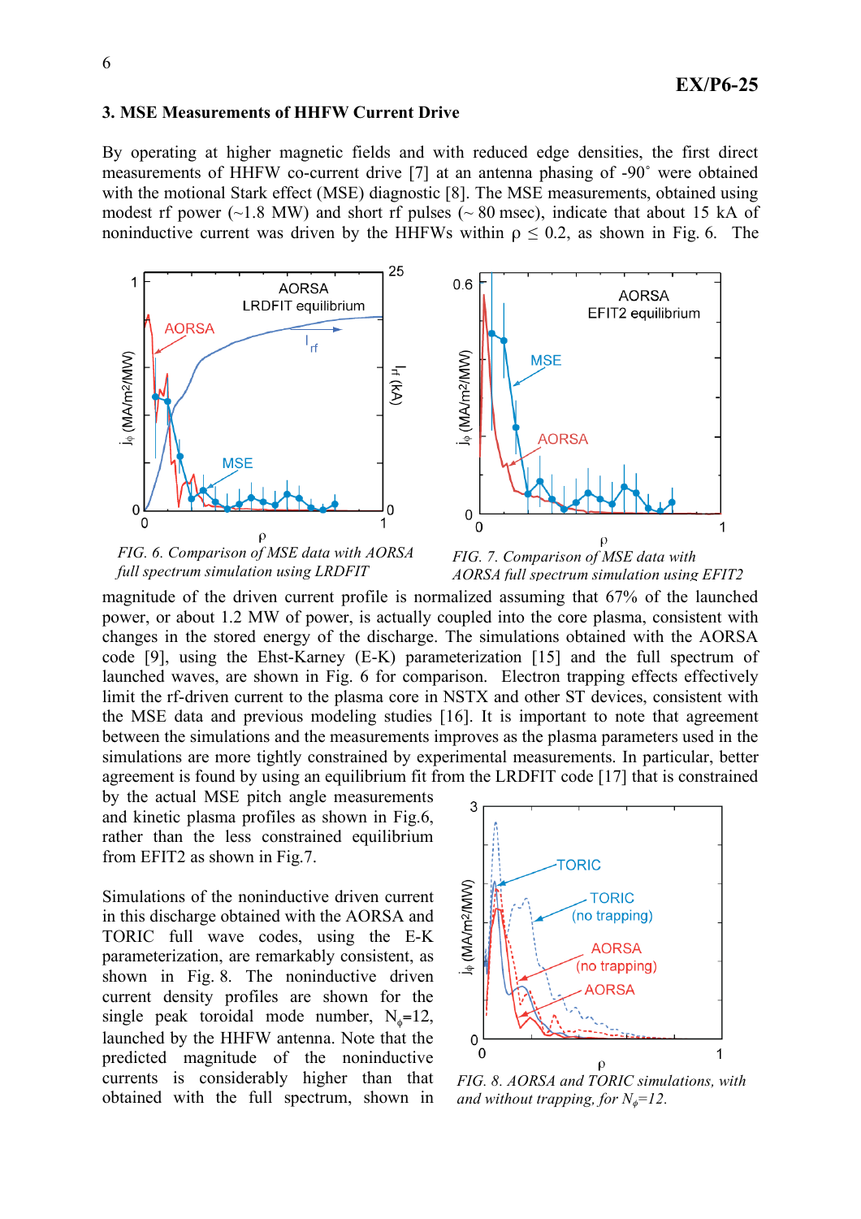## 3. MSE Measurements of HHFW Current Drive

By operating at higher magnetic fields and with reduced edge densities, the first direct measurements of HHFW co-current drive [7] at an antenna phasing of -90° were obtained with the motional Stark effect (MSE) diagnostic [8]. The MSE measurements, obtained using modest rf power (~1.8 MW) and short rf pulses (~ 80 msec), indicate that about 15 kA of noninductive current was driven by the HHFWs within $\rho \leq 0.2$, as shown in Fig. 6. The magnitude of the driven current profile is normalized assuming that 67% of the launched power, or about 1.2 MW of power, is actually coupled into the core plasma, consistent with changes in the stored energy of the discharge. The simulations obtained with the AORSA code [9], using the Ehst-Karney (E-K) parameterization [15] and the full spectrum of launched waves, are shown in Fig. 6 for comparison. Electron trapping effects effectively limit the rf-driven current to the plasma core in NSTX and other ST devices, consistent with the MSE data and previous modeling studies [16]. It is important to note that agreement between the simulations and the measurements improves as the plasma parameters used in the simulations are more tightly constrained by experimental measurements. In particular, better agreement is found by using an equilibrium fit from the LRDFIT code [17] that is constrained by the actual MSE pitch angle measurements and kinetic plasma profiles as shown in Fig.6, rather than the less constrained equilibrium from EFIT2 as shown in Fig.7.

*FIG. 6. Comparison of MSE data with AORSA full spectrum simulation using LRDFIT*

*FIG. 7. Comparison of MSE data with AORSA full spectrum simulation using EFIT2*

Simulations of the noninductive driven current in this discharge obtained with the AORSA and TORIC full wave codes, using the E-K parameterization, are remarkably consistent, as shown in Fig. 8. The noninductive driven current density profiles are shown for the single peak toroidal mode number, $N_\phi$=12, launched by the HHFW antenna. Note that the predicted magnitude of the noninductive currents is considerably higher than that obtained with the full spectrum, shown in

*FIG. 8. AORSA and TORIC simulations, with and without trapping, for $N_\phi$=12.*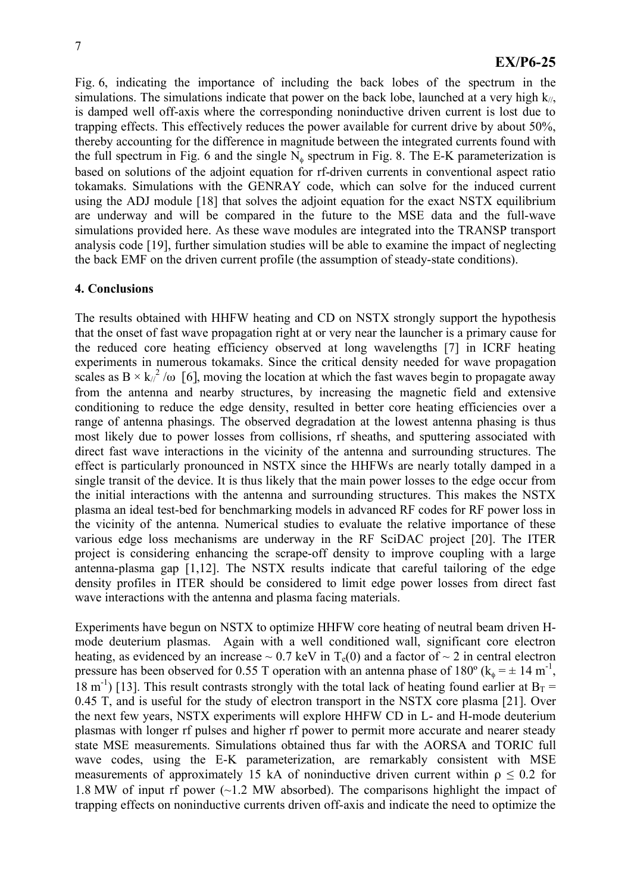Fig. 6, indicating the importance of including the back lobes of the spectrum in the simulations. The simulations indicate that power on the back lobe, launched at a very high $k_{//}$, is damped well off-axis where the corresponding noninductive driven current is lost due to trapping effects. This effectively reduces the power available for current drive by about 50%, thereby accounting for the difference in magnitude between the integrated currents found with the full spectrum in Fig. 6 and the single $N_\phi$ spectrum in Fig. 8. The E-K parameterization is based on solutions of the adjoint equation for rf-driven currents in conventional aspect ratio tokamaks. Simulations with the GENRAY code, which can solve for the induced current using the ADJ module [18] that solves the adjoint equation for the exact NSTX equilibrium are underway and will be compared in the future to the MSE data and the full-wave simulations provided here. As these wave modules are integrated into the TRANSP transport analysis code [19], further simulation studies will be able to examine the impact of neglecting the back EMF on the driven current profile (the assumption of steady-state conditions).

## 4. Conclusions

The results obtained with HHFW heating and CD on NSTX strongly support the hypothesis that the onset of fast wave propagation right at or very near the launcher is a primary cause for the reduced core heating efficiency observed at long wavelengths [7] in ICRF heating experiments in numerous tokamaks. Since the critical density needed for wave propagation scales as $B \times k_{//}^2 / \omega$ [6], moving the location at which the fast waves begin to propagate away from the antenna and nearby structures, by increasing the magnetic field and extensive conditioning to reduce the edge density, resulted in better core heating efficiencies over a range of antenna phasings. The observed degradation at the lowest antenna phasing is thus most likely due to power losses from collisions, rf sheaths, and sputtering associated with direct fast wave interactions in the vicinity of the antenna and surrounding structures. The effect is particularly pronounced in NSTX since the HHFWs are nearly totally damped in a single transit of the device. It is thus likely that the main power losses to the edge occur from the initial interactions with the antenna and surrounding structures. This makes the NSTX plasma an ideal test-bed for benchmarking models in advanced RF codes for RF power loss in the vicinity of the antenna. Numerical studies to evaluate the relative importance of these various edge loss mechanisms are underway in the RF SciDAC project [20]. The ITER project is considering enhancing the scrape-off density to improve coupling with a large antenna-plasma gap [1,12]. The NSTX results indicate that careful tailoring of the edge density profiles in ITER should be considered to limit edge power losses from direct fast wave interactions with the antenna and plasma facing materials.

Experiments have begun on NSTX to optimize HHFW core heating of neutral beam driven H-mode deuterium plasmas. Again with a well conditioned wall, significant core electron heating, as evidenced by an increase ~ 0.7 keV in $T_e(0)$ and a factor of ~ 2 in central electron pressure has been observed for 0.55 T operation with an antenna phase of 180º ($k_\phi = \pm$ 14 m$^{-1}$, 18 m$^{-1}$) [13]. This result contrasts strongly with the total lack of heating found earlier at $B_T$ = 0.45 T, and is useful for the study of electron transport in the NSTX core plasma [21]. Over the next few years, NSTX experiments will explore HHFW CD in L- and H-mode deuterium plasmas with longer rf pulses and higher rf power to permit more accurate and nearer steady state MSE measurements. Simulations obtained thus far with the AORSA and TORIC full wave codes, using the E-K parameterization, are remarkably consistent with MSE measurements of approximately 15 kA of noninductive driven current within $\rho \leq 0.2$ for 1.8 MW of input rf power (~1.2 MW absorbed). The comparisons highlight the impact of trapping effects on noninductive currents driven off-axis and indicate the need to optimize the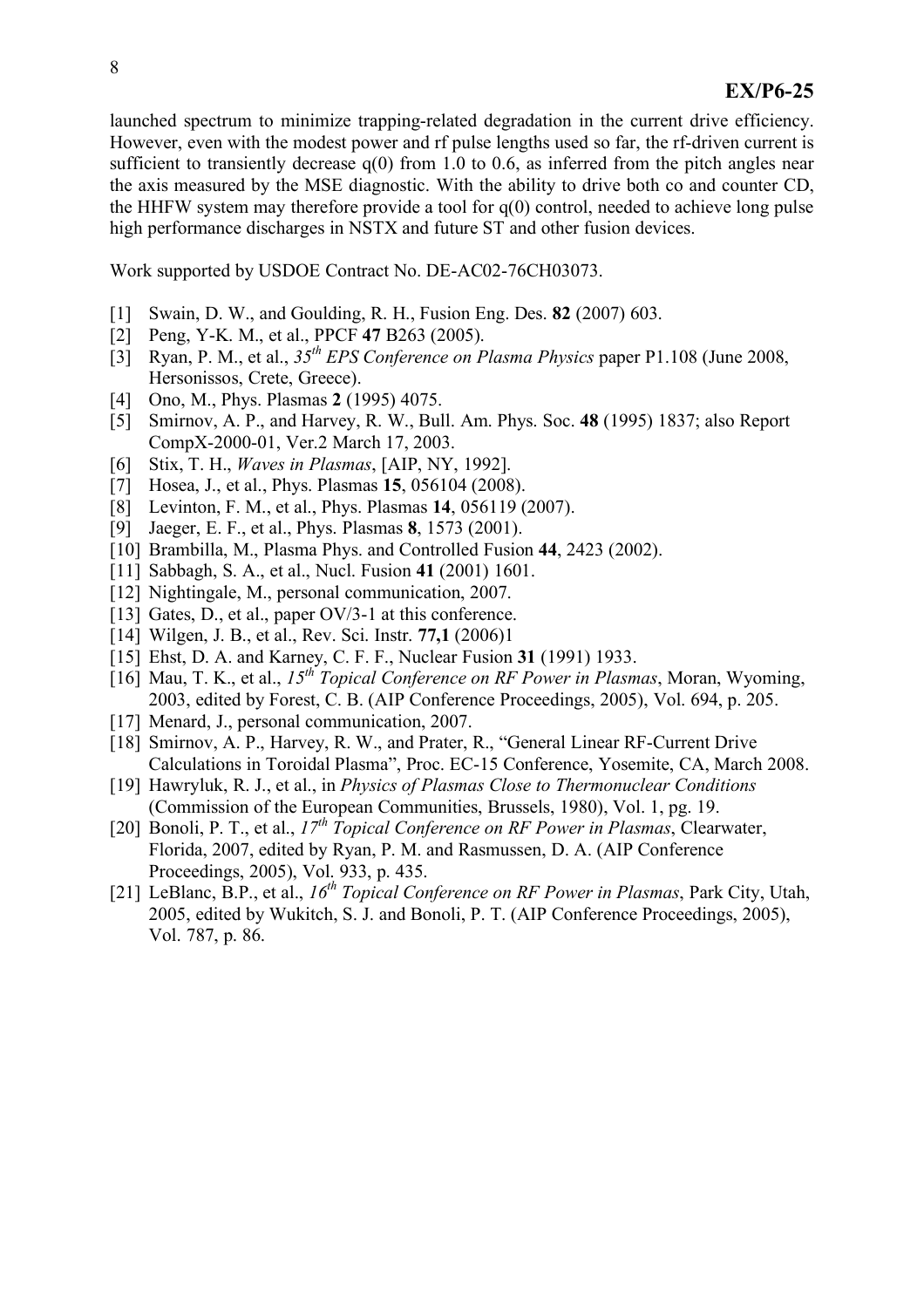launched spectrum to minimize trapping-related degradation in the current drive efficiency. However, even with the modest power and rf pulse lengths used so far, the rf-driven current is sufficient to transiently decrease q(0) from 1.0 to 0.6, as inferred from the pitch angles near the axis measured by the MSE diagnostic. With the ability to drive both co and counter CD, the HHFW system may therefore provide a tool for q(0) control, needed to achieve long pulse high performance discharges in NSTX and future ST and other fusion devices.

Work supported by USDOE Contract No. DE-AC02-76CH03073.

- [1] Swain, D. W., and Goulding, R. H., Fusion Eng. Des. **82** (2007) 603.
- [2] Peng, Y-K. M., et al., PPCF **47** B263 (2005).
- [3] Ryan, P. M., et al., *35th EPS Conference on Plasma Physics* paper P1.108 (June 2008, Hersonissos, Crete, Greece).
- [4] Ono, M., Phys. Plasmas **2** (1995) 4075.
- [5] Smirnov, A. P., and Harvey, R. W., Bull. Am. Phys. Soc. **48** (1995) 1837; also Report CompX-2000-01, Ver.2 March 17, 2003.
- [6] Stix, T. H., *Waves in Plasmas*, [AIP, NY, 1992].
- [7] Hosea, J., et al., Phys. Plasmas **15**, 056104 (2008).
- [8] Levinton, F. M., et al., Phys. Plasmas **14**, 056119 (2007).
- [9] Jaeger, E. F., et al., Phys. Plasmas **8**, 1573 (2001).
- [10] Brambilla, M., Plasma Phys. and Controlled Fusion **44**, 2423 (2002).
- [11] Sabbagh, S. A., et al., Nucl. Fusion **41** (2001) 1601.
- [12] Nightingale, M., personal communication, 2007.
- [13] Gates, D., et al., paper OV/3-1 at this conference.
- [14] Wilgen, J. B., et al., Rev. Sci. Instr. **77,1** (2006)1
- [15] Ehst, D. A. and Karney, C. F. F., Nuclear Fusion **31** (1991) 1933.
- [16] Mau, T. K., et al., *15th Topical Conference on RF Power in Plasmas*, Moran, Wyoming, 2003, edited by Forest, C. B. (AIP Conference Proceedings, 2005), Vol. 694, p. 205.
- [17] Menard, J., personal communication, 2007.
- [18] Smirnov, A. P., Harvey, R. W., and Prater, R., "General Linear RF-Current Drive Calculations in Toroidal Plasma", Proc. EC-15 Conference, Yosemite, CA, March 2008.
- [19] Hawryluk, R. J., et al., in *Physics of Plasmas Close to Thermonuclear Conditions* (Commission of the European Communities, Brussels, 1980), Vol. 1, pg. 19.
- [20] Bonoli, P. T., et al., *17th Topical Conference on RF Power in Plasmas*, Clearwater, Florida, 2007, edited by Ryan, P. M. and Rasmussen, D. A. (AIP Conference Proceedings, 2005), Vol. 933, p. 435.
- [21] LeBlanc, B.P., et al., *16th Topical Conference on RF Power in Plasmas*, Park City, Utah, 2005, edited by Wukitch, S. J. and Bonoli, P. T. (AIP Conference Proceedings, 2005), Vol. 787, p. 86.